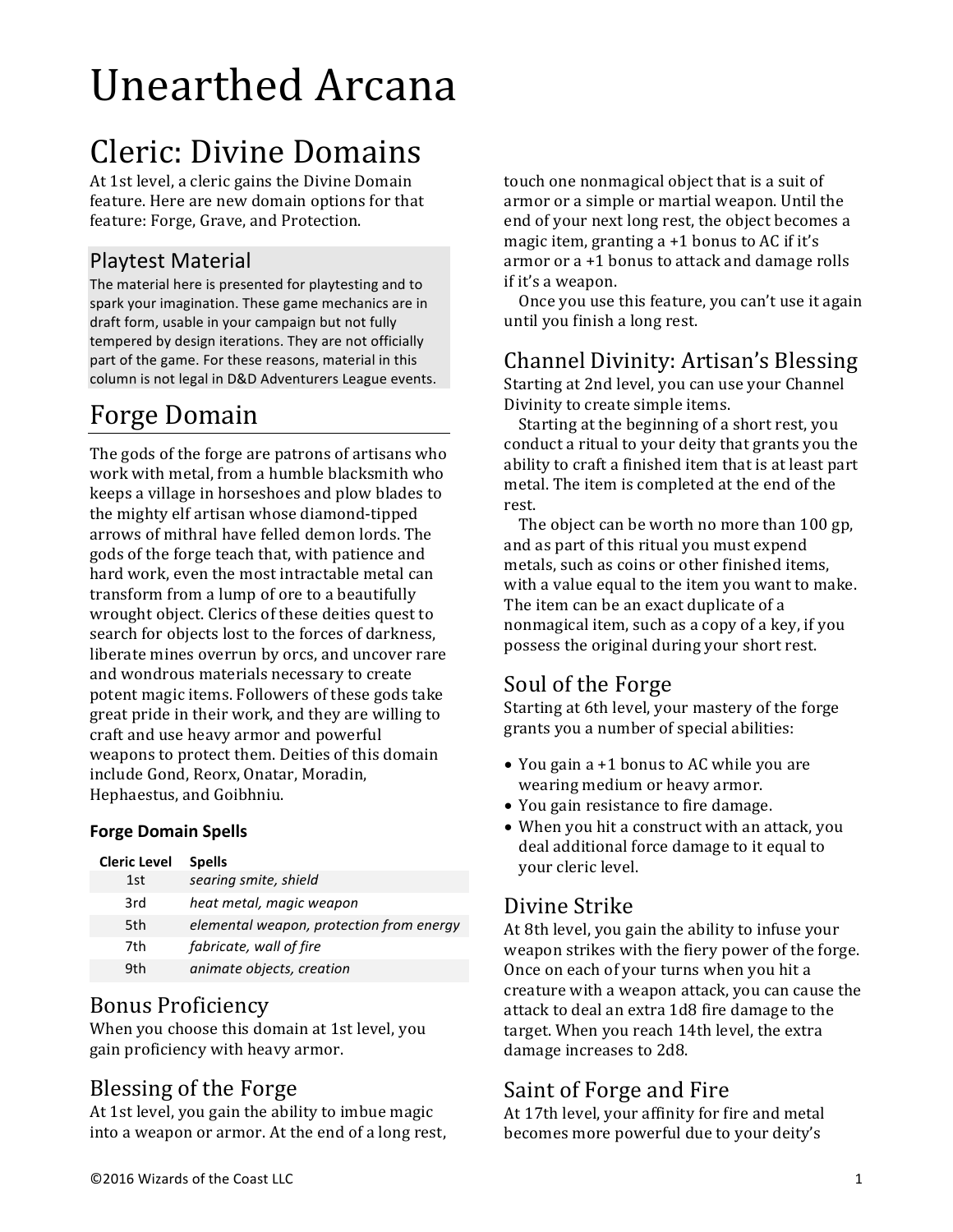# Unearthed Arcana

# Cleric: Divine Domains

At 1st level, a cleric gains the Divine Domain feature. Here are new domain options for that feature: Forge, Grave, and Protection.

### Playtest Material

The material here is presented for playtesting and to spark your imagination. These game mechanics are in draft form, usable in your campaign but not fully tempered by design iterations. They are not officially part of the game. For these reasons, material in this column is not legal in D&D Adventurers League events.

## Forge Domain

The gods of the forge are patrons of artisans who work with metal, from a humble blacksmith who keeps a village in horseshoes and plow blades to the mighty elf artisan whose diamond-tipped arrows of mithral have felled demon lords. The gods of the forge teach that, with patience and hard work, even the most intractable metal can transform from a lump of ore to a beautifully wrought object. Clerics of these deities quest to search for objects lost to the forces of darkness, liberate mines overrun by orcs, and uncover rare and wondrous materials necessary to create potent magic items. Followers of these gods take great pride in their work, and they are willing to craft and use heavy armor and powerful weapons to protect them. Deities of this domain include Gond, Reorx, Onatar, Moradin, Hephaestus, and Goibhniu.

#### Forge Domain Spells

| Cleric Level | Spells |
|---|---|
| 1st | *searing smite, shield* |
| 3rd | *heat metal, magic weapon* |
| 5th | *elemental weapon, protection from energy* |
| 7th | *fabricate, wall of fire* |
| 9th | *animate objects, creation* |

### Bonus Proficiency

When you choose this domain at 1st level, you gain proficiency with heavy armor.

### Blessing of the Forge

At 1st level, you gain the ability to imbue magic into a weapon or armor. At the end of a long rest, touch one nonmagical object that is a suit of armor or a simple or martial weapon. Until the end of your next long rest, the object becomes a magic item, granting a +1 bonus to AC if it's armor or a +1 bonus to attack and damage rolls if it's a weapon.

Once you use this feature, you can't use it again until you finish a long rest.

### Channel Divinity: Artisan's Blessing

Starting at 2nd level, you can use your Channel Divinity to create simple items.

Starting at the beginning of a short rest, you conduct a ritual to your deity that grants you the ability to craft a finished item that is at least part metal. The item is completed at the end of the rest.

The object can be worth no more than 100 gp, and as part of this ritual you must expend metals, such as coins or other finished items, with a value equal to the item you want to make. The item can be an exact duplicate of a nonmagical item, such as a copy of a key, if you possess the original during your short rest.

### Soul of the Forge

Starting at 6th level, your mastery of the forge grants you a number of special abilities:

- You gain a +1 bonus to AC while you are wearing medium or heavy armor.
- You gain resistance to fire damage.
- When you hit a construct with an attack, you deal additional force damage to it equal to your cleric level.

### Divine Strike

At 8th level, you gain the ability to infuse your weapon strikes with the fiery power of the forge. Once on each of your turns when you hit a creature with a weapon attack, you can cause the attack to deal an extra 1d8 fire damage to the target. When you reach 14th level, the extra damage increases to 2d8.

### Saint of Forge and Fire

At 17th level, your affinity for fire and metal becomes more powerful due to your deity's

©2016 Wizards of the Coast LLC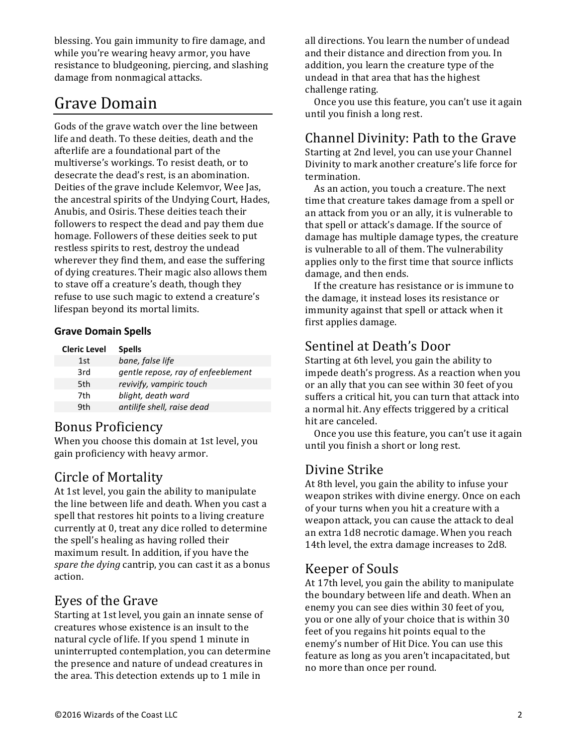blessing. You gain immunity to fire damage, and while you're wearing heavy armor, you have resistance to bludgeoning, piercing, and slashing damage from nonmagical attacks.

# Grave Domain

Gods of the grave watch over the line between life and death. To these deities, death and the afterlife are a foundational part of the multiverse's workings. To resist death, or to desecrate the dead's rest, is an abomination. Deities of the grave include Kelemvor, Wee Jas, the ancestral spirits of the Undying Court, Hades, Anubis, and Osiris. These deities teach their followers to respect the dead and pay them due homage. Followers of these deities seek to put restless spirits to rest, destroy the undead wherever they find them, and ease the suffering of dying creatures. Their magic also allows them to stave off a creature's death, though they refuse to use such magic to extend a creature's lifespan beyond its mortal limits.

#### Grave Domain Spells

| Cleric Level | Spells |
|---|---|
| 1st | *bane, false life* |
| 3rd | *gentle repose, ray of enfeeblement* |
| 5th | *revivify, vampiric touch* |
| 7th | *blight, death ward* |
| 9th | *antilife shell, raise dead* |

## Bonus Proficiency

When you choose this domain at 1st level, you gain proficiency with heavy armor.

## Circle of Mortality

At 1st level, you gain the ability to manipulate the line between life and death. When you cast a spell that restores hit points to a living creature currently at 0, treat any dice rolled to determine the spell's healing as having rolled their maximum result. In addition, if you have the *spare the dying* cantrip, you can cast it as a bonus action.

## Eyes of the Grave

Starting at 1st level, you gain an innate sense of creatures whose existence is an insult to the natural cycle of life. If you spend 1 minute in uninterrupted contemplation, you can determine the presence and nature of undead creatures in the area. This detection extends up to 1 mile in all directions. You learn the number of undead and their distance and direction from you. In addition, you learn the creature type of the undead in that area that has the highest challenge rating.

Once you use this feature, you can't use it again until you finish a long rest.

## Channel Divinity: Path to the Grave

Starting at 2nd level, you can use your Channel Divinity to mark another creature's life force for termination.

As an action, you touch a creature. The next time that creature takes damage from a spell or an attack from you or an ally, it is vulnerable to that spell or attack's damage. If the source of damage has multiple damage types, the creature is vulnerable to all of them. The vulnerability applies only to the first time that source inflicts damage, and then ends.

If the creature has resistance or is immune to the damage, it instead loses its resistance or immunity against that spell or attack when it first applies damage.

## Sentinel at Death's Door

Starting at 6th level, you gain the ability to impede death's progress. As a reaction when you or an ally that you can see within 30 feet of you suffers a critical hit, you can turn that attack into a normal hit. Any effects triggered by a critical hit are canceled.

Once you use this feature, you can't use it again until you finish a short or long rest.

## Divine Strike

At 8th level, you gain the ability to infuse your weapon strikes with divine energy. Once on each of your turns when you hit a creature with a weapon attack, you can cause the attack to deal an extra 1d8 necrotic damage. When you reach 14th level, the extra damage increases to 2d8.

## Keeper of Souls

At 17th level, you gain the ability to manipulate the boundary between life and death. When an enemy you can see dies within 30 feet of you, you or one ally of your choice that is within 30 feet of you regains hit points equal to the enemy's number of Hit Dice. You can use this feature as long as you aren't incapacitated, but no more than once per round.

©2016 Wizards of the Coast LLC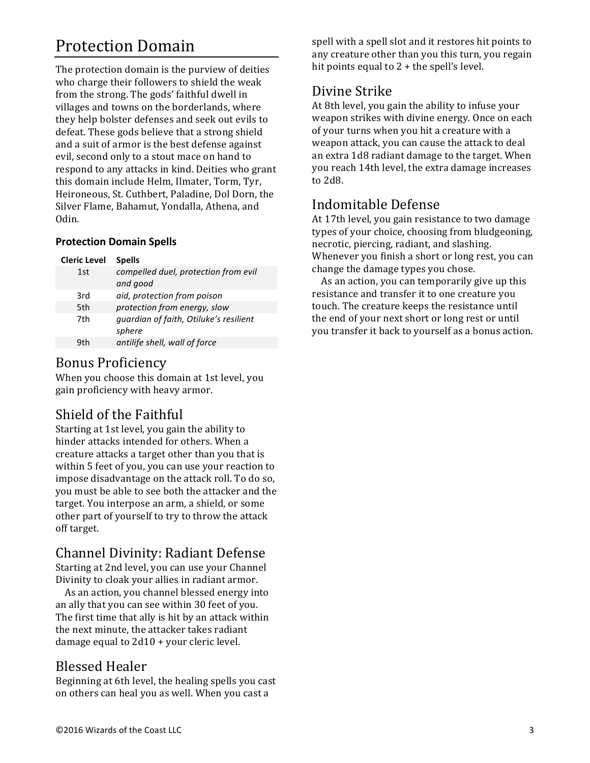# Protection Domain

The protection domain is the purview of deities who charge their followers to shield the weak from the strong. The gods' faithful dwell in villages and towns on the borderlands, where they help bolster defenses and seek out evils to defeat. These gods believe that a strong shield and a suit of armor is the best defense against evil, second only to a stout mace on hand to respond to any attacks in kind. Deities who grant this domain include Helm, Ilmater, Torm, Tyr, Heironeous, St. Cuthbert, Paladine, Dol Dorn, the Silver Flame, Bahamut, Yondalla, Athena, and Odin.

**Protection Domain Spells**

| Cleric Level | Spells |
|---|---|
| 1st | *compelled duel, protection from evil and good* |
| 3rd | *aid, protection from poison* |
| 5th | *protection from energy, slow* |
| 7th | *guardian of faith, Otiluke's resilient sphere* |
| 9th | *antilife shell, wall of force* |

## Bonus Proficiency

When you choose this domain at 1st level, you gain proficiency with heavy armor.

## Shield of the Faithful

Starting at 1st level, you gain the ability to hinder attacks intended for others. When a creature attacks a target other than you that is within 5 feet of you, you can use your reaction to impose disadvantage on the attack roll. To do so, you must be able to see both the attacker and the target. You interpose an arm, a shield, or some other part of yourself to try to throw the attack off target.

## Channel Divinity: Radiant Defense

Starting at 2nd level, you can use your Channel Divinity to cloak your allies in radiant armor.

As an action, you channel blessed energy into an ally that you can see within 30 feet of you. The first time that ally is hit by an attack within the next minute, the attacker takes radiant damage equal to 2d10 + your cleric level.

## Blessed Healer

Beginning at 6th level, the healing spells you cast on others can heal you as well. When you cast a spell with a spell slot and it restores hit points to any creature other than you this turn, you regain hit points equal to 2 + the spell's level.

## Divine Strike

At 8th level, you gain the ability to infuse your weapon strikes with divine energy. Once on each of your turns when you hit a creature with a weapon attack, you can cause the attack to deal an extra 1d8 radiant damage to the target. When you reach 14th level, the extra damage increases to 2d8.

## Indomitable Defense

At 17th level, you gain resistance to two damage types of your choice, choosing from bludgeoning, necrotic, piercing, radiant, and slashing. Whenever you finish a short or long rest, you can change the damage types you chose.

As an action, you can temporarily give up this resistance and transfer it to one creature you touch. The creature keeps the resistance until the end of your next short or long rest or until you transfer it back to yourself as a bonus action.

©2016 Wizards of the Coast LLC